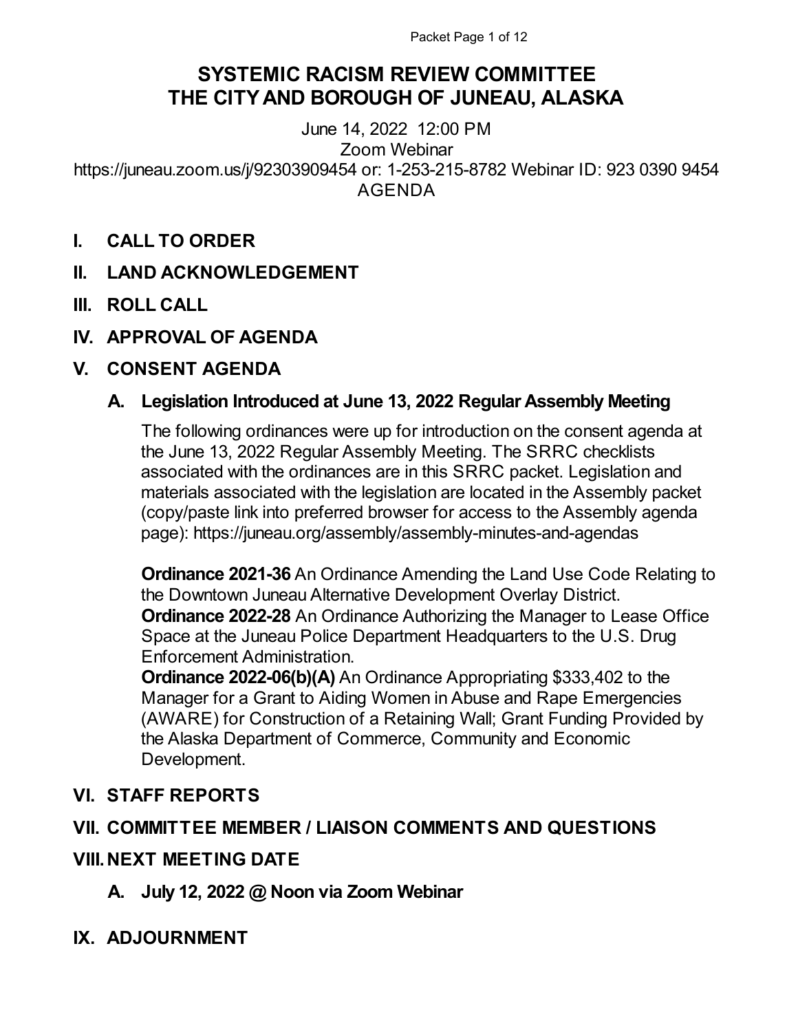# SYSTEMIC RACISM REVIEW COMMITTEE
# THE CITY AND BOROUGH OF JUNEAU, ALASKA

June 14, 2022 12:00 PM
Zoom Webinar
https://juneau.zoom.us/j/92303909454 or: 1-253-215-8782 Webinar ID: 923 0390 9454
AGENDA

## I. CALL TO ORDER

## II. LAND ACKNOWLEDGEMENT

## III. ROLL CALL

## IV. APPROVAL OF AGENDA

## V. CONSENT AGENDA

### A. Legislation Introduced at June 13, 2022 Regular Assembly Meeting

The following ordinances were up for introduction on the consent agenda at the June 13, 2022 Regular Assembly Meeting. The SRRC checklists associated with the ordinances are in this SRRC packet. Legislation and materials associated with the legislation are located in the Assembly packet (copy/paste link into preferred browser for access to the Assembly agenda page): https://juneau.org/assembly/assembly-minutes-and-agendas

**Ordinance 2021-36** An Ordinance Amending the Land Use Code Relating to the Downtown Juneau Alternative Development Overlay District.
**Ordinance 2022-28** An Ordinance Authorizing the Manager to Lease Office Space at the Juneau Police Department Headquarters to the U.S. Drug Enforcement Administration.
**Ordinance 2022-06(b)(A)** An Ordinance Appropriating $333,402 to the Manager for a Grant to Aiding Women in Abuse and Rape Emergencies (AWARE) for Construction of a Retaining Wall; Grant Funding Provided by the Alaska Department of Commerce, Community and Economic Development.

## VI. STAFF REPORTS

## VII. COMMITTEE MEMBER / LIAISON COMMENTS AND QUESTIONS

## VIII. NEXT MEETING DATE

### A. July 12, 2022 @ Noon via Zoom Webinar

## IX. ADJOURNMENT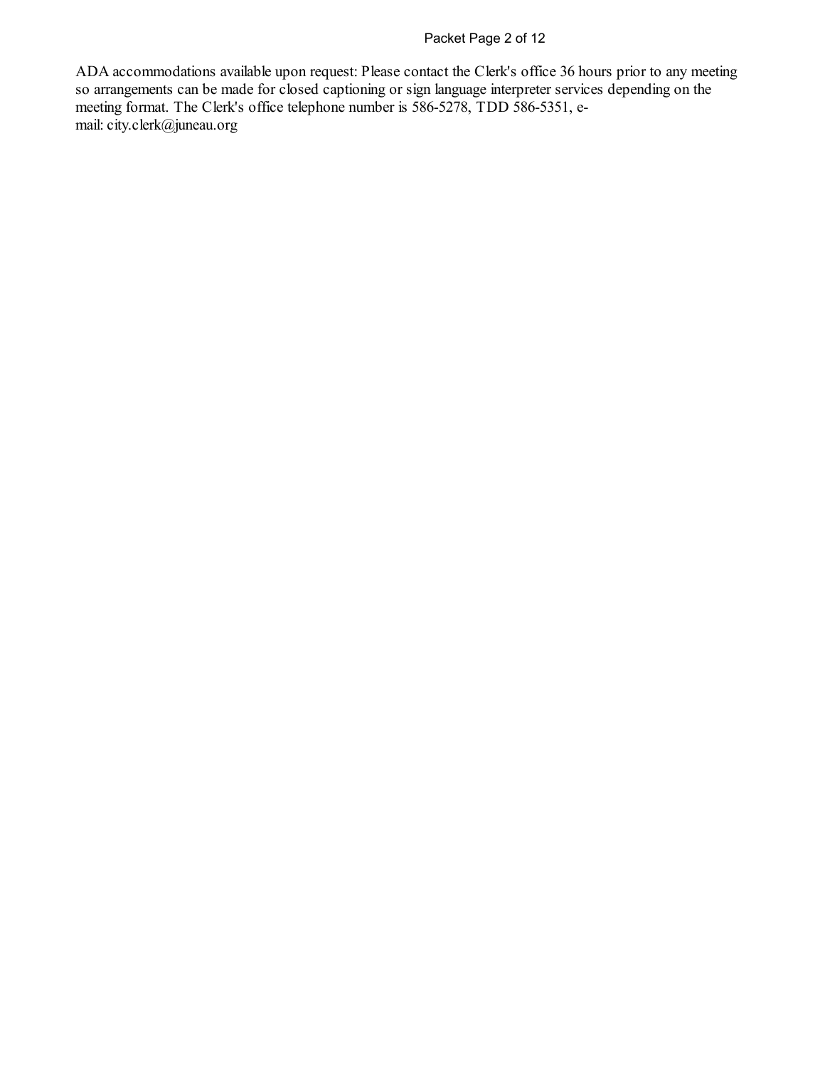ADA accommodations available upon request: Please contact the Clerk's office 36 hours prior to any meeting so arrangements can be made for closed captioning or sign language interpreter services depending on the meeting format. The Clerk's office telephone number is 586-5278, TDD 586-5351, e-mail: city.clerk@juneau.org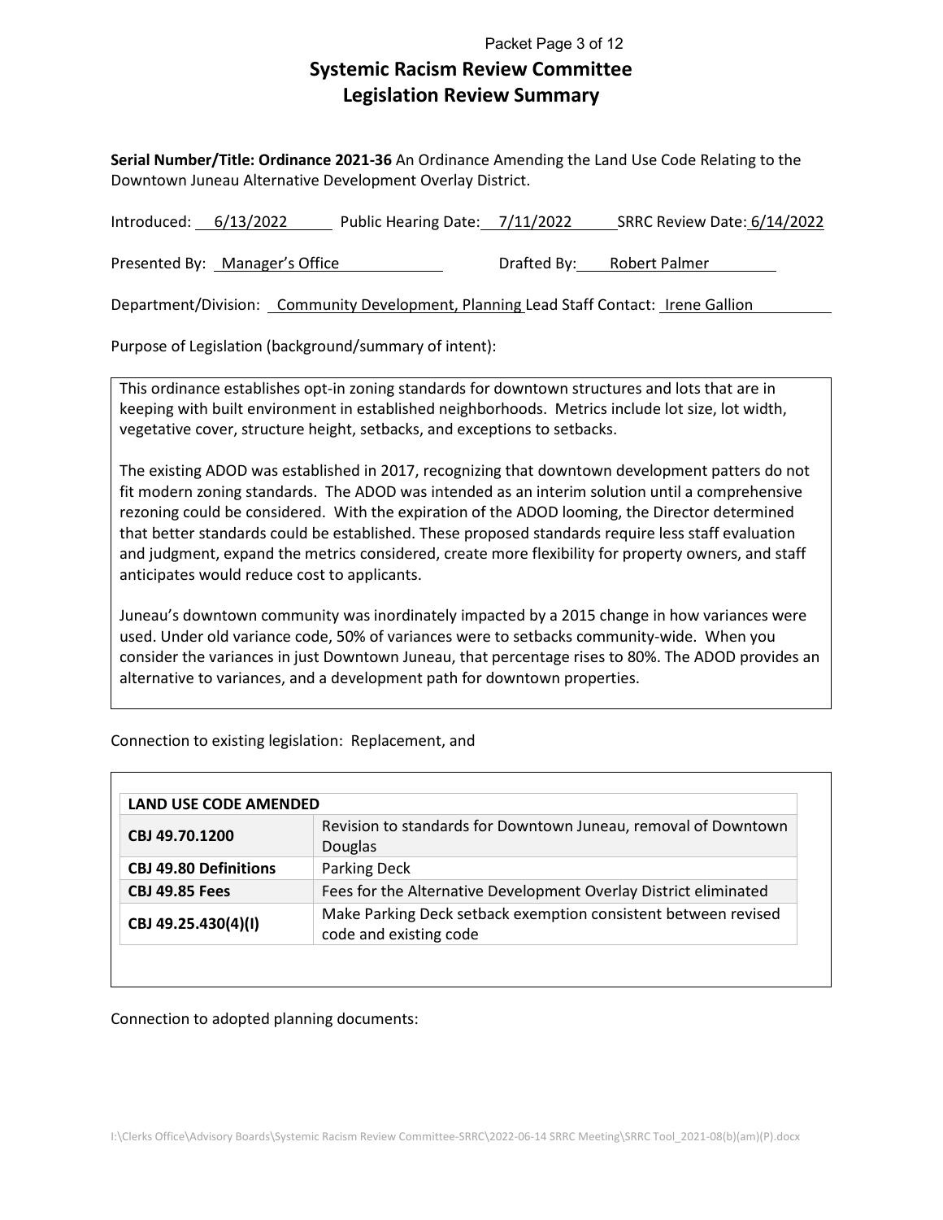# Systemic Racism Review Committee
# Legislation Review Summary

**Serial Number/Title: Ordinance 2021-36** An Ordinance Amending the Land Use Code Relating to the Downtown Juneau Alternative Development Overlay District.

Introduced: 6/13/2022 Public Hearing Date: 7/11/2022 SRRC Review Date: 6/14/2022

Presented By: Manager's Office Drafted By: Robert Palmer

Department/Division: Community Development, Planning Lead Staff Contact: Irene Gallion

Purpose of Legislation (background/summary of intent):

This ordinance establishes opt-in zoning standards for downtown structures and lots that are in keeping with built environment in established neighborhoods. Metrics include lot size, lot width, vegetative cover, structure height, setbacks, and exceptions to setbacks.

The existing ADOD was established in 2017, recognizing that downtown development patters do not fit modern zoning standards. The ADOD was intended as an interim solution until a comprehensive rezoning could be considered. With the expiration of the ADOD looming, the Director determined that better standards could be established. These proposed standards require less staff evaluation and judgment, expand the metrics considered, create more flexibility for property owners, and staff anticipates would reduce cost to applicants.

Juneau's downtown community was inordinately impacted by a 2015 change in how variances were used. Under old variance code, 50% of variances were to setbacks community-wide. When you consider the variances in just Downtown Juneau, that percentage rises to 80%. The ADOD provides an alternative to variances, and a development path for downtown properties.

Connection to existing legislation: Replacement, and

| LAND USE CODE AMENDED | |
|---|---|
| **CBJ 49.70.1200** | Revision to standards for Downtown Juneau, removal of Downtown Douglas |
| **CBJ 49.80 Definitions** | Parking Deck |
| **CBJ 49.85 Fees** | Fees for the Alternative Development Overlay District eliminated |
| **CBJ 49.25.430(4)(I)** | Make Parking Deck setback exemption consistent between revised code and existing code |

Connection to adopted planning documents:

I:\Clerks Office\Advisory Boards\Systemic Racism Review Committee-SRRC\2022-06-14 SRRC Meeting\SRRC Tool_2021-08(b)(am)(P).docx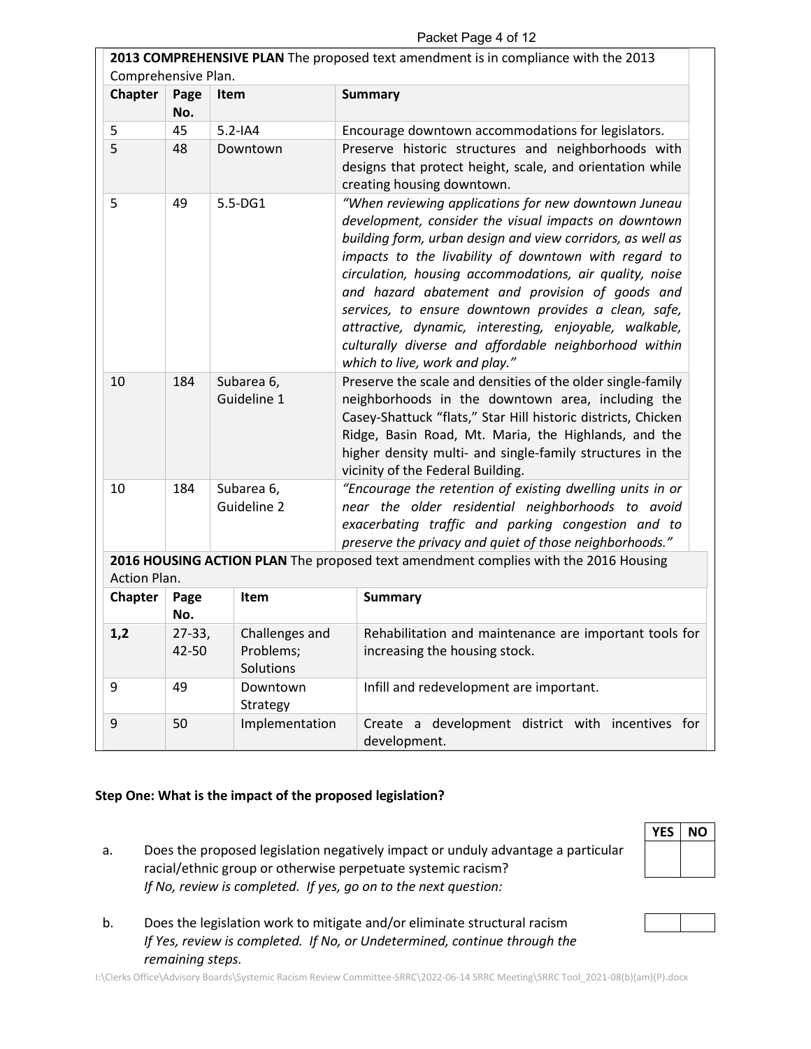| **2013 COMPREHENSIVE PLAN** The proposed text amendment is in compliance with the 2013 Comprehensive Plan. | | | |
|---|---|---|---|
| **Chapter** | **Page No.** | **Item** | **Summary** |
| 5 | 45 | 5.2-IA4 | Encourage downtown accommodations for legislators. |
| 5 | 48 | Downtown | Preserve historic structures and neighborhoods with designs that protect height, scale, and orientation while creating housing downtown. |
| 5 | 49 | 5.5-DG1 | *"When reviewing applications for new downtown Juneau development, consider the visual impacts on downtown building form, urban design and view corridors, as well as impacts to the livability of downtown with regard to circulation, housing accommodations, air quality, noise and hazard abatement and provision of goods and services, to ensure downtown provides a clean, safe, attractive, dynamic, interesting, enjoyable, walkable, culturally diverse and affordable neighborhood within which to live, work and play."* |
| 10 | 184 | Subarea 6, Guideline 1 | Preserve the scale and densities of the older single-family neighborhoods in the downtown area, including the Casey-Shattuck "flats," Star Hill historic districts, Chicken Ridge, Basin Road, Mt. Maria, the Highlands, and the higher density multi- and single-family structures in the vicinity of the Federal Building. |
| 10 | 184 | Subarea 6, Guideline 2 | *"Encourage the retention of existing dwelling units in or near the older residential neighborhoods to avoid exacerbating traffic and parking congestion and to preserve the privacy and quiet of those neighborhoods."* |

| **2016 HOUSING ACTION PLAN** The proposed text amendment complies with the 2016 Housing Action Plan. | | | |
|---|---|---|---|
| **Chapter** | **Page No.** | **Item** | **Summary** |
| **1,2** | 27-33, 42-50 | Challenges and Problems; Solutions | Rehabilitation and maintenance are important tools for increasing the housing stock. |
| 9 | 49 | Downtown Strategy | Infill and redevelopment are important. |
| 9 | 50 | Implementation | Create a development district with incentives for development. |

**Step One: What is the impact of the proposed legislation?**

| | | YES | NO |
|---|---|---|---|
| a. | Does the proposed legislation negatively impact or unduly advantage a particular racial/ethnic group or otherwise perpetuate systemic racism? *If No, review is completed. If yes, go on to the next question:* | | |
| b. | Does the legislation work to mitigate and/or eliminate structural racism *If Yes, review is completed. If No, or Undetermined, continue through the remaining steps.* | | |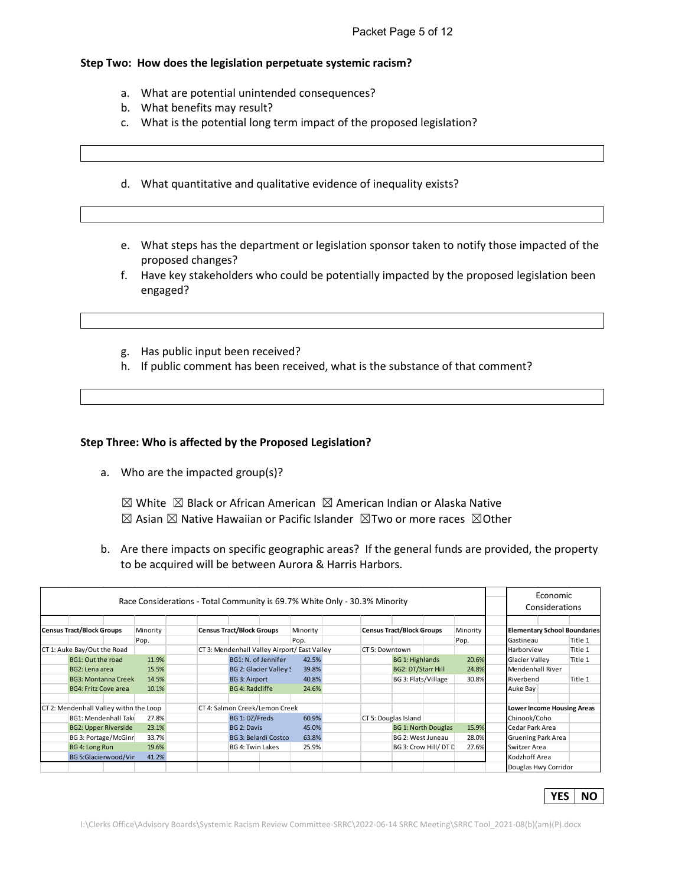**Step Two: How does the legislation perpetuate systemic racism?**

a. What are potential unintended consequences?
b. What benefits may result?
c. What is the potential long term impact of the proposed legislation?

d. What quantitative and qualitative evidence of inequality exists?

e. What steps has the department or legislation sponsor taken to notify those impacted of the proposed changes?
f. Have key stakeholders who could be potentially impacted by the proposed legislation been engaged?

g. Has public input been received?
h. If public comment has been received, what is the substance of that comment?

**Step Three: Who is affected by the Proposed Legislation?**

a. Who are the impacted group(s)?

☒ White ☒ Black or African American ☒ American Indian or Alaska Native
☒ Asian ☒ Native Hawaiian or Pacific Islander ☒Two or more races ☒Other

b. Are there impacts on specific geographic areas? If the general funds are provided, the property to be acquired will be between Aurora & Harris Harbors.

| Race Considerations - Total Community is 69.7% White Only - 30.3% Minority | | | | | | Economic Considerations | |
|---|---|---|---|---|---|---|---|
| **Census Tract/Block Groups** | Minority Pop. | **Census Tract/Block Groups** | Minority Pop. | **Census Tract/Block Groups** | Minority Pop. | **Elementary School Boundaries** | |
| CT 1: Auke Bay/Out the Road | | CT 3: Mendenhall Valley Airport/ East Valley | | CT 5: Downtown | | Gastineau | Title 1 |
| BG1: Out the road | 11.9% | BG1: N. of Jennifer | 42.5% | BG 1: Highlands | 20.6% | Harborview | Title 1 |
| BG2: Lena area | 15.5% | BG 2: Glacier Valley S | 39.8% | BG2: DT/Starr Hill | 24.8% | Glacier Valley | Title 1 |
| BG3: Montanna Creek | 14.5% | BG 3: Airport | 40.8% | BG 3: Flats/Village | 30.8% | Mendenhall River | |
| BG4: Fritz Cove area | 10.1% | BG 4: Radcliffe | 24.6% | | | Riverbend | Title 1 |
| | | | | | | Auke Bay | |
| CT 2: Mendenhall Valley withn the Loop | | CT 4: Salmon Creek/Lemon Creek | | | | **Lower Income Housing Areas** | |
| BG1: Mendenhall Tak | 27.8% | BG 1: DZ/Freds | 60.9% | CT 5: Douglas Island | | Chinook/Coho | |
| BG2: Upper Riverside | 23.1% | BG 2: Davis | 45.0% | BG 1: North Douglas | 15.9% | Cedar Park Area | |
| BG 3: Portage/McGinr | 33.7% | BG 3: Belardi Costco | 63.8% | BG 2: West Juneau | 28.0% | Gruening Park Area | |
| BG 4: Long Run | 19.6% | BG 4: Twin Lakes | 25.9% | BG 3: Crow Hill/ DT D | 27.6% | Switzer Area | |
| BG 5:Glacierwood/Vir | 41.2% | | | | | Kodzhoff Area | |
| | | | | | | Douglas Hwy Corridor | |

| YES | NO |
|---|---|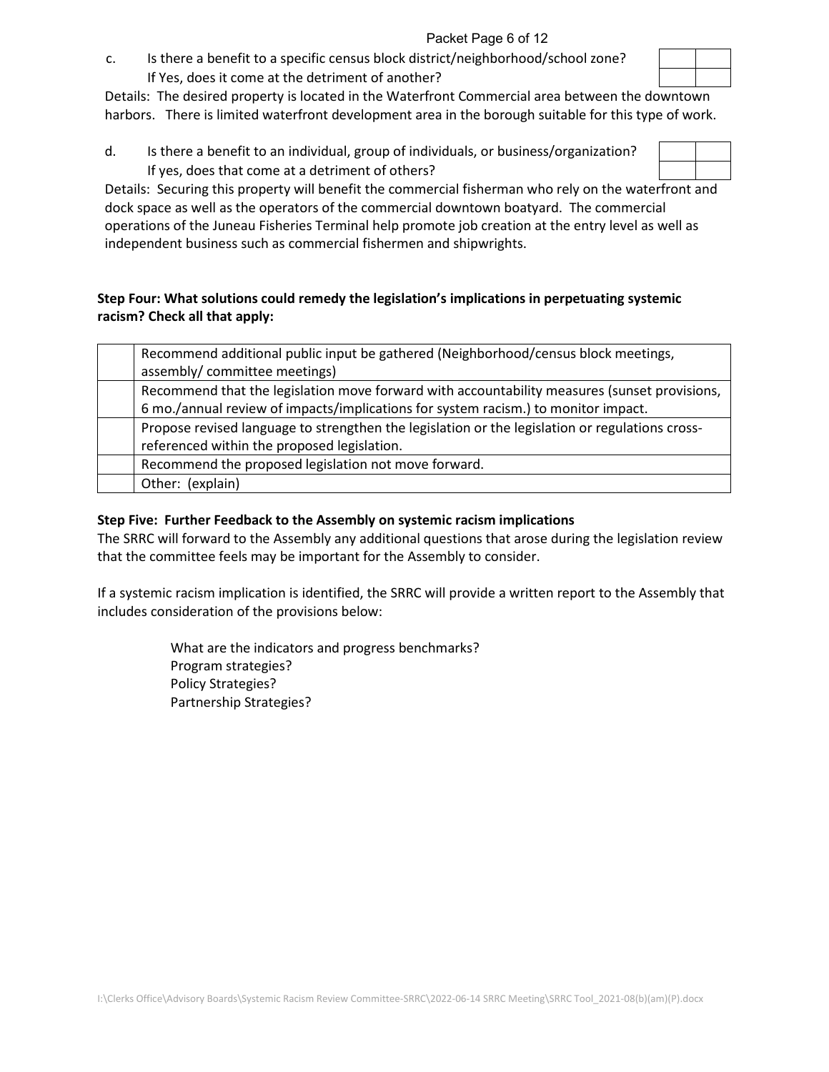c. Is there a benefit to a specific census block district/neighborhood/school zone?
   If Yes, does it come at the detriment of another?

| | |
|---|---|
| | |

Details: The desired property is located in the Waterfront Commercial area between the downtown harbors. There is limited waterfront development area in the borough suitable for this type of work.

d. Is there a benefit to an individual, group of individuals, or business/organization?
   If yes, does that come at a detriment of others?

| | |
|---|---|
| | |

Details: Securing this property will benefit the commercial fisherman who rely on the waterfront and dock space as well as the operators of the commercial downtown boatyard. The commercial operations of the Juneau Fisheries Terminal help promote job creation at the entry level as well as independent business such as commercial fishermen and shipwrights.

**Step Four: What solutions could remedy the legislation's implications in perpetuating systemic racism? Check all that apply:**

| | |
|---|---|
| | Recommend additional public input be gathered (Neighborhood/census block meetings, assembly/ committee meetings) |
| | Recommend that the legislation move forward with accountability measures (sunset provisions, 6 mo./annual review of impacts/implications for system racism.) to monitor impact. |
| | Propose revised language to strengthen the legislation or the legislation or regulations cross-referenced within the proposed legislation. |
| | Recommend the proposed legislation not move forward. |
| | Other: (explain) |

**Step Five: Further Feedback to the Assembly on systemic racism implications**

The SRRC will forward to the Assembly any additional questions that arose during the legislation review that the committee feels may be important for the Assembly to consider.

If a systemic racism implication is identified, the SRRC will provide a written report to the Assembly that includes consideration of the provisions below:

What are the indicators and progress benchmarks?
Program strategies?
Policy Strategies?
Partnership Strategies?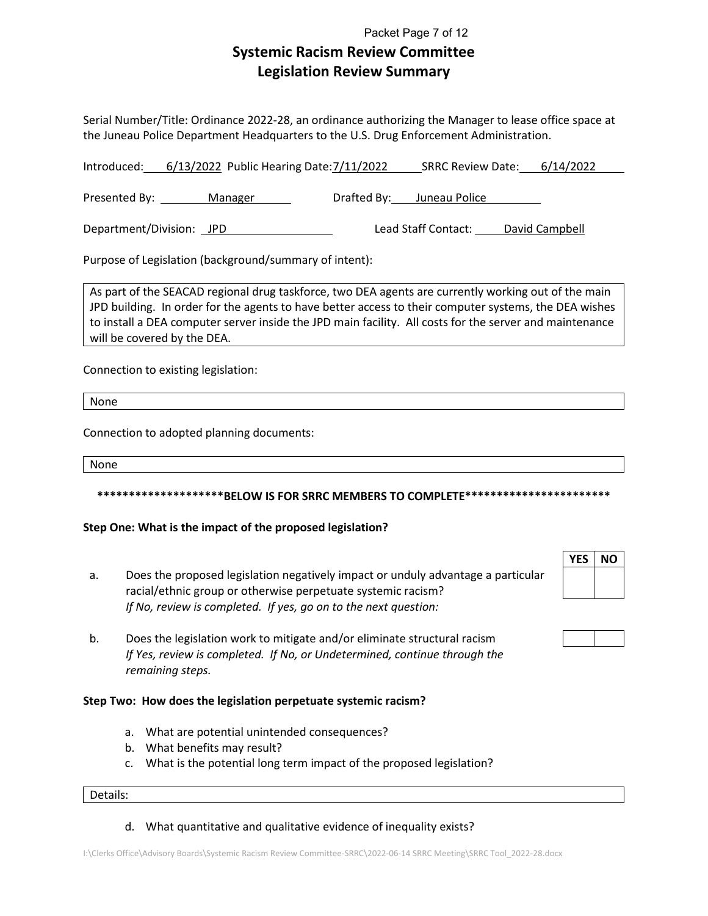# Systemic Racism Review Committee
# Legislation Review Summary

Serial Number/Title: Ordinance 2022-28, an ordinance authorizing the Manager to lease office space at the Juneau Police Department Headquarters to the U.S. Drug Enforcement Administration.

Introduced: 6/13/2022 Public Hearing Date: 7/11/2022 SRRC Review Date: 6/14/2022

Presented By: Manager Drafted By: Juneau Police

Department/Division: JPD Lead Staff Contact: David Campbell

Purpose of Legislation (background/summary of intent):

| As part of the SEACAD regional drug taskforce, two DEA agents are currently working out of the main JPD building. In order for the agents to have better access to their computer systems, the DEA wishes to install a DEA computer server inside the JPD main facility. All costs for the server and maintenance will be covered by the DEA. |
|---|

Connection to existing legislation:

| None |
|---|

Connection to adopted planning documents:

| None |
|---|

**\*\*\*\*\*\*\*\*\*\*\*\*\*\*\*\*\*\*\*\*BELOW IS FOR SRRC MEMBERS TO COMPLETE\*\*\*\*\*\*\*\*\*\*\*\*\*\*\*\*\*\*\*\*\*\*\***

**Step One: What is the impact of the proposed legislation?**

| | | YES | NO |
|---|---|---|---|
| a. | Does the proposed legislation negatively impact or unduly advantage a particular racial/ethnic group or otherwise perpetuate systemic racism? *If No, review is completed. If yes, go on to the next question:* | | |
| b. | Does the legislation work to mitigate and/or eliminate structural racism *If Yes, review is completed. If No, or Undetermined, continue through the remaining steps.* | | |

**Step Two: How does the legislation perpetuate systemic racism?**

a. What are potential unintended consequences?
b. What benefits may result?
c. What is the potential long term impact of the proposed legislation?

| Details: |
|---|

d. What quantitative and qualitative evidence of inequality exists?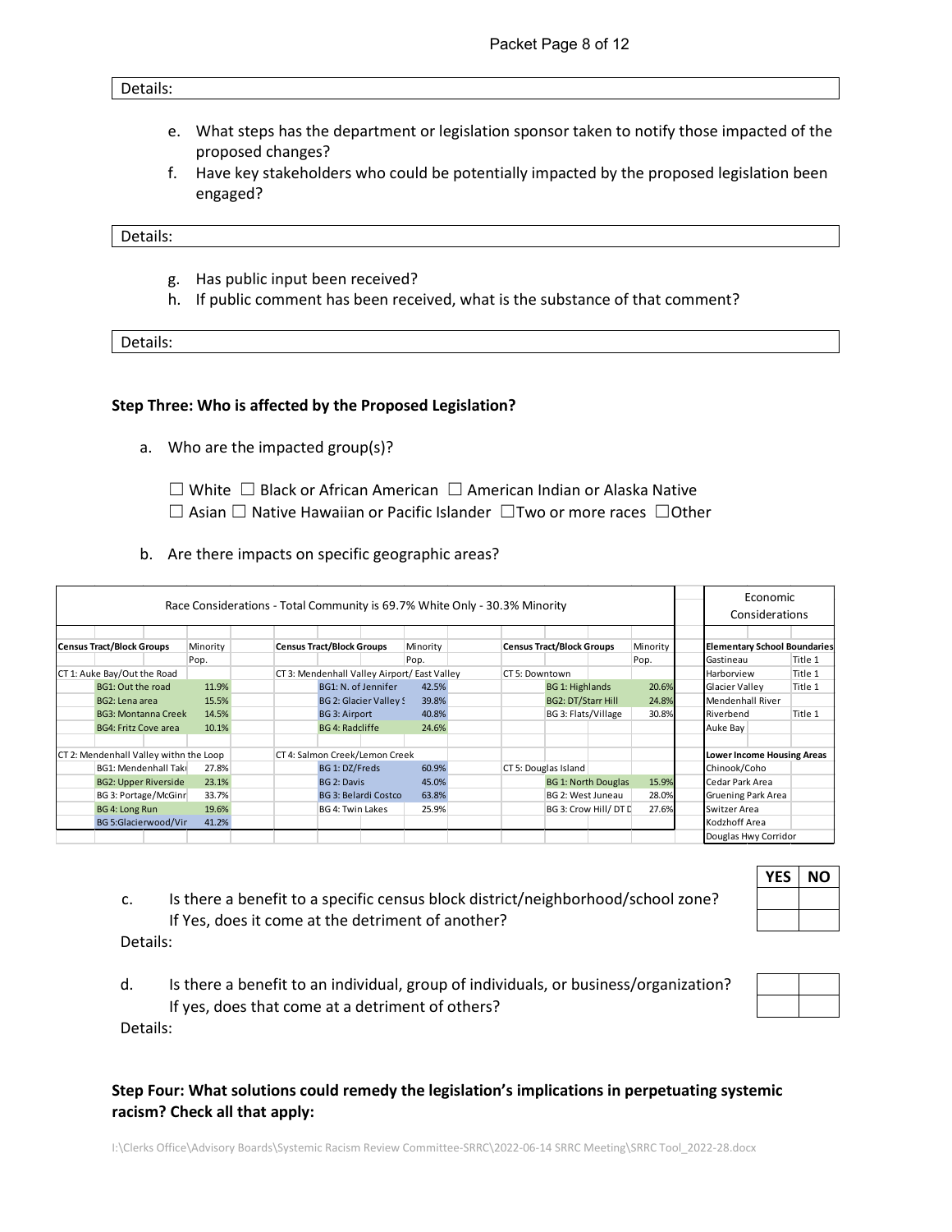Details:

e. What steps has the department or legislation sponsor taken to notify those impacted of the proposed changes?

f. Have key stakeholders who could be potentially impacted by the proposed legislation been engaged?

Details:

g. Has public input been received?

h. If public comment has been received, what is the substance of that comment?

Details:

**Step Three: Who is affected by the Proposed Legislation?**

a. Who are the impacted group(s)?

☐ White ☐ Black or African American ☐ American Indian or Alaska Native
☐ Asian ☐ Native Hawaiian or Pacific Islander ☐Two or more races ☐Other

b. Are there impacts on specific geographic areas?

| Race Considerations - Total Community is 69.7% White Only - 30.3% Minority | | | | | | Economic Considerations | |
|---|---|---|---|---|---|---|---|
| **Census Tract/Block Groups** | Minority Pop. | **Census Tract/Block Groups** | Minority Pop. | **Census Tract/Block Groups** | Minority Pop. | **Elementary School Boundaries** | |
| CT 1: Auke Bay/Out the Road | | CT 3: Mendenhall Valley Airport/ East Valley | | CT 5: Downtown | | Gastineau | Title 1 |
| BG1: Out the road | 11.9% | BG1: N. of Jennifer | 42.5% | BG 1: Highlands | 20.6% | Harborview | Title 1 |
| BG2: Lena area | 15.5% | BG 2: Glacier Valley S | 39.8% | BG2: DT/Starr Hill | 24.8% | Glacier Valley | Title 1 |
| BG3: Montanna Creek | 14.5% | BG 3: Airport | 40.8% | BG 3: Flats/Village | 30.8% | Mendenhall River | |
| BG4: Fritz Cove area | 10.1% | BG 4: Radcliffe | 24.6% | | | Riverbend | Title 1 |
| | | | | | | Auke Bay | |
| CT 2: Mendenhall Valley withn the Loop | | CT 4: Salmon Creek/Lemon Creek | | | | **Lower Income Housing Areas** | |
| BG1: Mendenhall Taku | 27.8% | BG 1: DZ/Freds | 60.9% | CT 5: Douglas Island | | Chinook/Coho | |
| BG2: Upper Riverside | 23.1% | BG 2: Davis | 45.0% | BG 1: North Douglas | 15.9% | Cedar Park Area | |
| BG 3: Portage/McGinn | 33.7% | BG 3: Belardi Costco | 63.8% | BG 2: West Juneau | 28.0% | Gruening Park Area | |
| BG 4: Long Run | 19.6% | BG 4: Twin Lakes | 25.9% | BG 3: Crow Hill/ DT D | 27.6% | Switzer Area | |
| BG 5:Glacierwood/Vir | 41.2% | | | | | Kodzhoff Area | |
| | | | | | | Douglas Hwy Corridor | |

| | YES | NO |
|---|---|---|
| c. Is there a benefit to a specific census block district/neighborhood/school zone? | | |
| If Yes, does it come at the detriment of another? | | |

Details:

| | | |
|---|---|---|
| d. Is there a benefit to an individual, group of individuals, or business/organization? | | |
| If yes, does that come at a detriment of others? | | |

Details:

**Step Four: What solutions could remedy the legislation's implications in perpetuating systemic racism? Check all that apply:**

I:\Clerks Office\Advisory Boards\Systemic Racism Review Committee-SRRC\2022-06-14 SRRC Meeting\SRRC Tool_2022-28.docx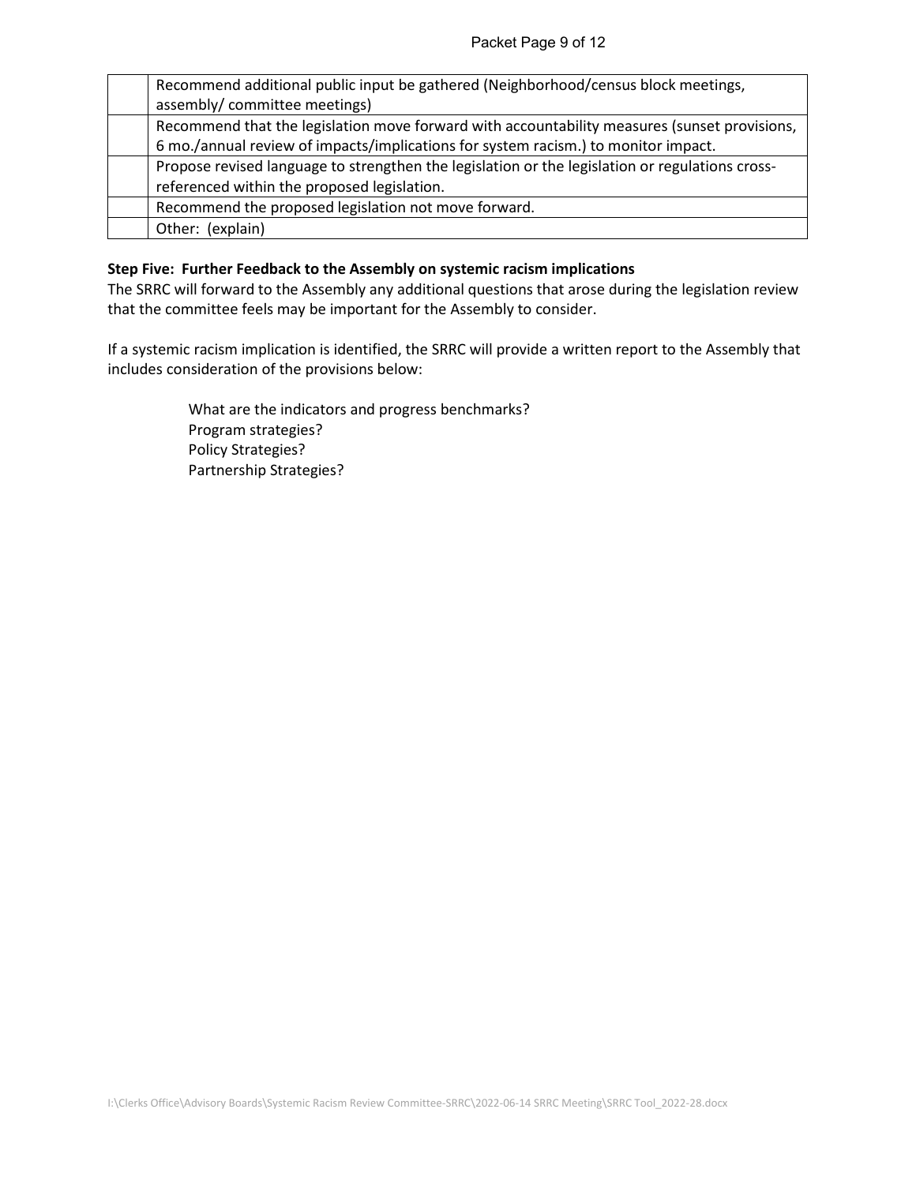| | |
|---|---|
| | Recommend additional public input be gathered (Neighborhood/census block meetings, assembly/ committee meetings) |
| | Recommend that the legislation move forward with accountability measures (sunset provisions, 6 mo./annual review of impacts/implications for system racism.) to monitor impact. |
| | Propose revised language to strengthen the legislation or the legislation or regulations cross-referenced within the proposed legislation. |
| | Recommend the proposed legislation not move forward. |
| | Other: (explain) |

**Step Five: Further Feedback to the Assembly on systemic racism implications**

The SRRC will forward to the Assembly any additional questions that arose during the legislation review that the committee feels may be important for the Assembly to consider.

If a systemic racism implication is identified, the SRRC will provide a written report to the Assembly that includes consideration of the provisions below:

What are the indicators and progress benchmarks?
Program strategies?
Policy Strategies?
Partnership Strategies?

I:\Clerks Office\Advisory Boards\Systemic Racism Review Committee-SRRC\2022-06-14 SRRC Meeting\SRRC Tool_2022-28.docx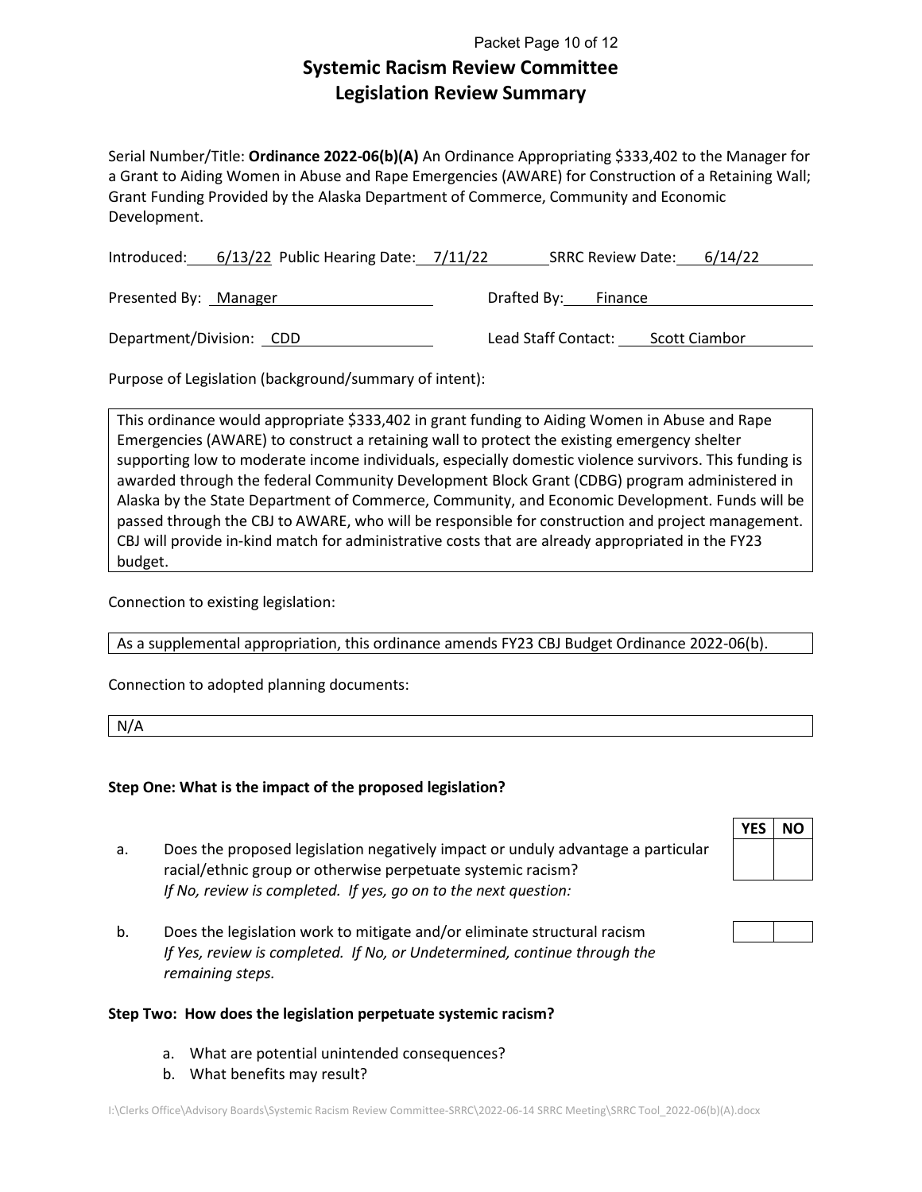# Systemic Racism Review Committee
# Legislation Review Summary

Serial Number/Title: **Ordinance 2022-06(b)(A)** An Ordinance Appropriating $333,402 to the Manager for a Grant to Aiding Women in Abuse and Rape Emergencies (AWARE) for Construction of a Retaining Wall; Grant Funding Provided by the Alaska Department of Commerce, Community and Economic Development.

Introduced: 6/13/22 Public Hearing Date: 7/11/22 SRRC Review Date: 6/14/22

Presented By: Manager Drafted By: Finance

Department/Division: CDD Lead Staff Contact: Scott Ciambor

Purpose of Legislation (background/summary of intent):

This ordinance would appropriate $333,402 in grant funding to Aiding Women in Abuse and Rape Emergencies (AWARE) to construct a retaining wall to protect the existing emergency shelter supporting low to moderate income individuals, especially domestic violence survivors. This funding is awarded through the federal Community Development Block Grant (CDBG) program administered in Alaska by the State Department of Commerce, Community, and Economic Development. Funds will be passed through the CBJ to AWARE, who will be responsible for construction and project management. CBJ will provide in-kind match for administrative costs that are already appropriated in the FY23 budget.

Connection to existing legislation:

As a supplemental appropriation, this ordinance amends FY23 CBJ Budget Ordinance 2022-06(b).

Connection to adopted planning documents:

N/A

**Step One: What is the impact of the proposed legislation?**

| | Question | YES | NO |
|---|---|---|---|
| a. | Does the proposed legislation negatively impact or unduly advantage a particular racial/ethnic group or otherwise perpetuate systemic racism? *If No, review is completed. If yes, go on to the next question:* | | |
| b. | Does the legislation work to mitigate and/or eliminate structural racism *If Yes, review is completed. If No, or Undetermined, continue through the remaining steps.* | | |

**Step Two: How does the legislation perpetuate systemic racism?**

a. What are potential unintended consequences?
b. What benefits may result?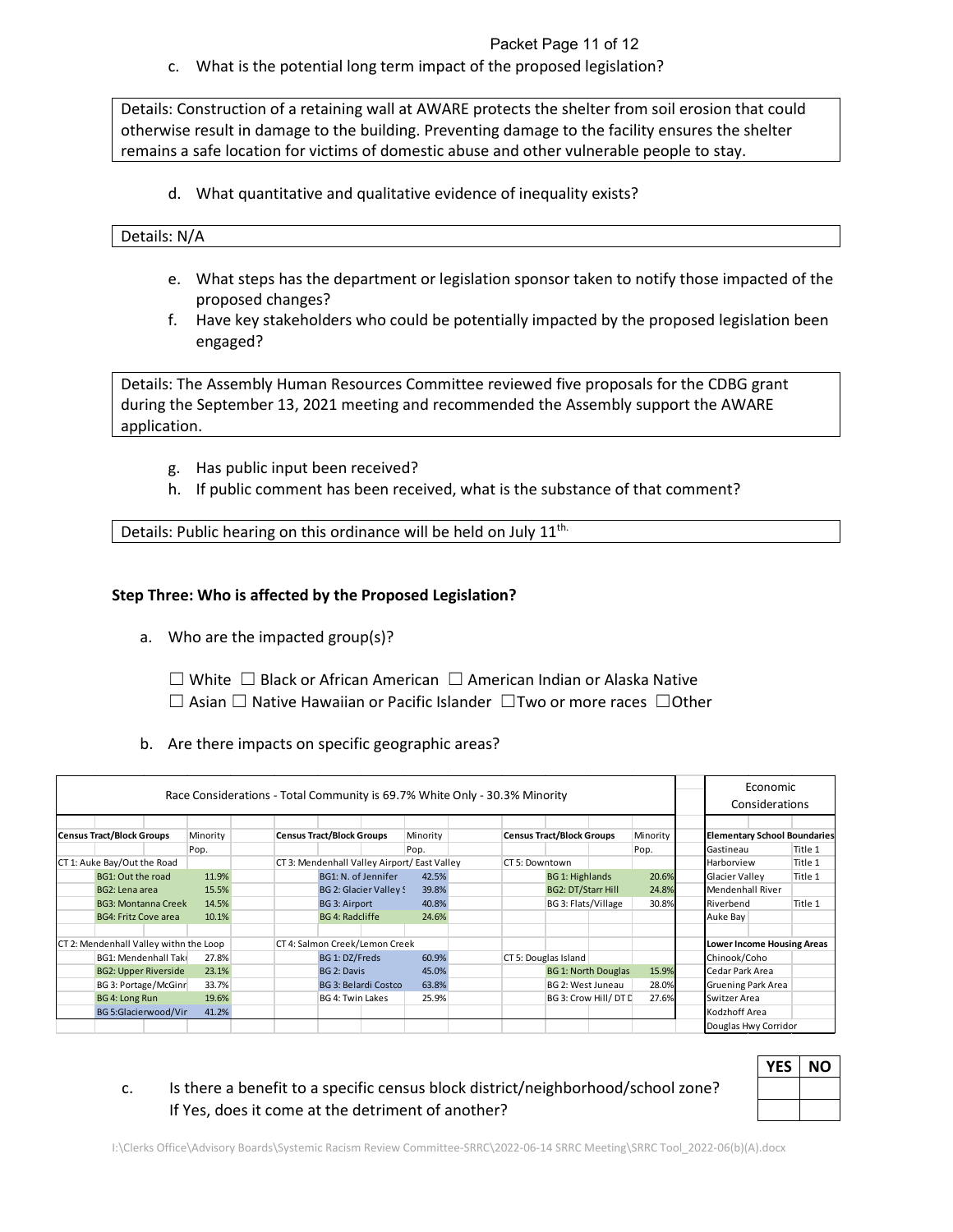c. What is the potential long term impact of the proposed legislation?

Details: Construction of a retaining wall at AWARE protects the shelter from soil erosion that could otherwise result in damage to the building. Preventing damage to the facility ensures the shelter remains a safe location for victims of domestic abuse and other vulnerable people to stay.

d. What quantitative and qualitative evidence of inequality exists?

Details: N/A

e. What steps has the department or legislation sponsor taken to notify those impacted of the proposed changes?

f. Have key stakeholders who could be potentially impacted by the proposed legislation been engaged?

Details: The Assembly Human Resources Committee reviewed five proposals for the CDBG grant during the September 13, 2021 meeting and recommended the Assembly support the AWARE application.

g. Has public input been received?

h. If public comment has been received, what is the substance of that comment?

Details: Public hearing on this ordinance will be held on July 11th.

**Step Three: Who is affected by the Proposed Legislation?**

a. Who are the impacted group(s)?

☐ White ☐ Black or African American ☐ American Indian or Alaska Native
☐ Asian ☐ Native Hawaiian or Pacific Islander ☐Two or more races ☐Other

b. Are there impacts on specific geographic areas?

| Race Considerations - Total Community is 69.7% White Only - 30.3% Minority | | | | | | Economic Considerations | |
|---|---|---|---|---|---|---|---|
| **Census Tract/Block Groups** | Minority Pop. | **Census Tract/Block Groups** | Minority Pop. | **Census Tract/Block Groups** | Minority Pop. | **Elementary School Boundaries** | |
| CT 1: Auke Bay/Out the Road | | CT 3: Mendenhall Valley Airport/ East Valley | | CT 5: Downtown | | Gastineau | Title 1 |
| BG1: Out the road | 11.9% | BG1: N. of Jennifer | 42.5% | BG 1: Highlands | 20.6% | Harborview | Title 1 |
| BG2: Lena area | 15.5% | BG 2: Glacier Valley S | 39.8% | BG2: DT/Starr Hill | 24.8% | Glacier Valley | Title 1 |
| BG3: Montanna Creek | 14.5% | BG 3: Airport | 40.8% | BG 3: Flats/Village | 30.8% | Mendenhall River | |
| BG4: Fritz Cove area | 10.1% | BG 4: Radcliffe | 24.6% | | | Riverbend | Title 1 |
| | | | | | | Auke Bay | |
| CT 2: Mendenhall Valley withn the Loop | | CT 4: Salmon Creek/Lemon Creek | | | | **Lower Income Housing Areas** | |
| BG1: Mendenhall Tak | 27.8% | BG 1: DZ/Freds | 60.9% | CT 5: Douglas Island | | Chinook/Coho | |
| BG2: Upper Riverside | 23.1% | BG 2: Davis | 45.0% | BG 1: North Douglas | 15.9% | Cedar Park Area | |
| BG 3: Portage/McGinr | 33.7% | BG 3: Belardi Costco | 63.8% | BG 2: West Juneau | 28.0% | Gruening Park Area | |
| BG 4: Long Run | 19.6% | BG 4: Twin Lakes | 25.9% | BG 3: Crow Hill/ DT D | 27.6% | Switzer Area | |
| BG 5:Glacierwood/Vir | 41.2% | | | | | Kodzhoff Area | |
| | | | | | | Douglas Hwy Corridor | |

c. Is there a benefit to a specific census block district/neighborhood/school zone? If Yes, does it come at the detriment of another?

| YES | NO |
|---|---|
| | |
| | |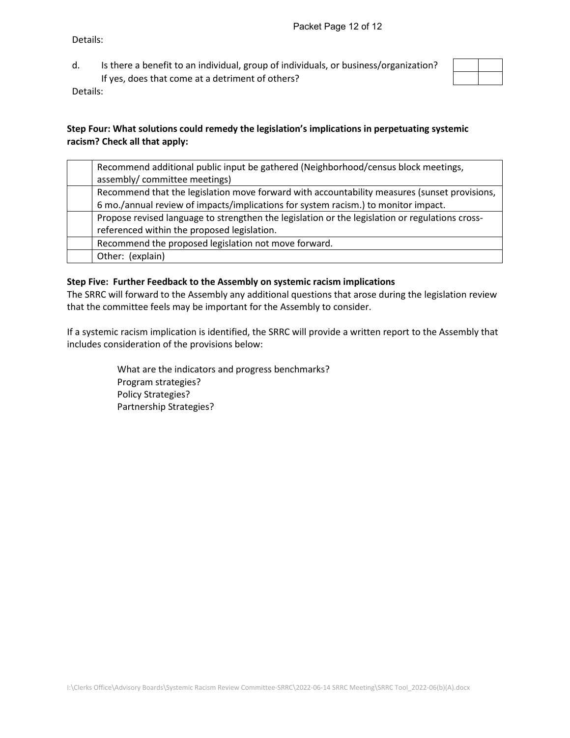Details:

d. Is there a benefit to an individual, group of individuals, or business/organization? If yes, does that come at a detriment of others?

| | |
|---|---|
| | |
| | |

Details:

**Step Four: What solutions could remedy the legislation's implications in perpetuating systemic racism? Check all that apply:**

| | |
|---|---|
| | Recommend additional public input be gathered (Neighborhood/census block meetings, assembly/ committee meetings) |
| | Recommend that the legislation move forward with accountability measures (sunset provisions, 6 mo./annual review of impacts/implications for system racism.) to monitor impact. |
| | Propose revised language to strengthen the legislation or the legislation or regulations cross-referenced within the proposed legislation. |
| | Recommend the proposed legislation not move forward. |
| | Other: (explain) |

**Step Five: Further Feedback to the Assembly on systemic racism implications**

The SRRC will forward to the Assembly any additional questions that arose during the legislation review that the committee feels may be important for the Assembly to consider.

If a systemic racism implication is identified, the SRRC will provide a written report to the Assembly that includes consideration of the provisions below:

What are the indicators and progress benchmarks?
Program strategies?
Policy Strategies?
Partnership Strategies?